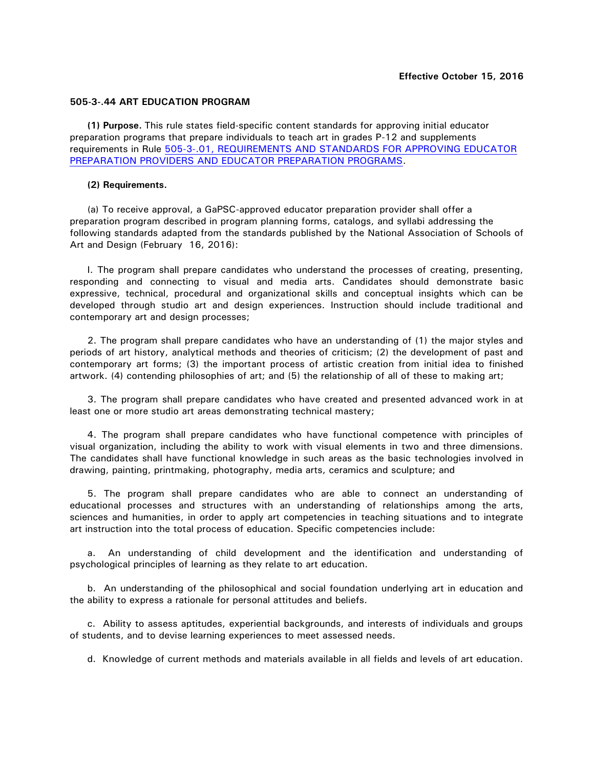**Effective October 15, 2016**

**505-3-.44 ART EDUCATION PROGRAM**

**(1) Purpose.** This rule states field-specific content standards for approving initial educator preparation programs that prepare individuals to teach art in grades P-12 and supplements requirements in Rule [505-3-.01, REQUIREMENTS AND STANDARDS FOR APPROVING EDUCATOR PREPARATION PROVIDERS AND EDUCATOR PREPARATION PROGRAMS](505-3-.01).

**(2) Requirements.**

(a) To receive approval, a GaPSC-approved educator preparation provider shall offer a preparation program described in program planning forms, catalogs, and syllabi addressing the following standards adapted from the standards published by the National Association of Schools of Art and Design (February 16, 2016):

I. The program shall prepare candidates who understand the processes of creating, presenting, responding and connecting to visual and media arts. Candidates should demonstrate basic expressive, technical, procedural and organizational skills and conceptual insights which can be developed through studio art and design experiences. Instruction should include traditional and contemporary art and design processes;

2. The program shall prepare candidates who have an understanding of (1) the major styles and periods of art history, analytical methods and theories of criticism; (2) the development of past and contemporary art forms; (3) the important process of artistic creation from initial idea to finished artwork. (4) contending philosophies of art; and (5) the relationship of all of these to making art;

3. The program shall prepare candidates who have created and presented advanced work in at least one or more studio art areas demonstrating technical mastery;

4. The program shall prepare candidates who have functional competence with principles of visual organization, including the ability to work with visual elements in two and three dimensions. The candidates shall have functional knowledge in such areas as the basic technologies involved in drawing, painting, printmaking, photography, media arts, ceramics and sculpture; and

5. The program shall prepare candidates who are able to connect an understanding of educational processes and structures with an understanding of relationships among the arts, sciences and humanities, in order to apply art competencies in teaching situations and to integrate art instruction into the total process of education. Specific competencies include:

a. An understanding of child development and the identification and understanding of psychological principles of learning as they relate to art education.

b. An understanding of the philosophical and social foundation underlying art in education and the ability to express a rationale for personal attitudes and beliefs.

c. Ability to assess aptitudes, experiential backgrounds, and interests of individuals and groups of students, and to devise learning experiences to meet assessed needs.

d. Knowledge of current methods and materials available in all fields and levels of art education.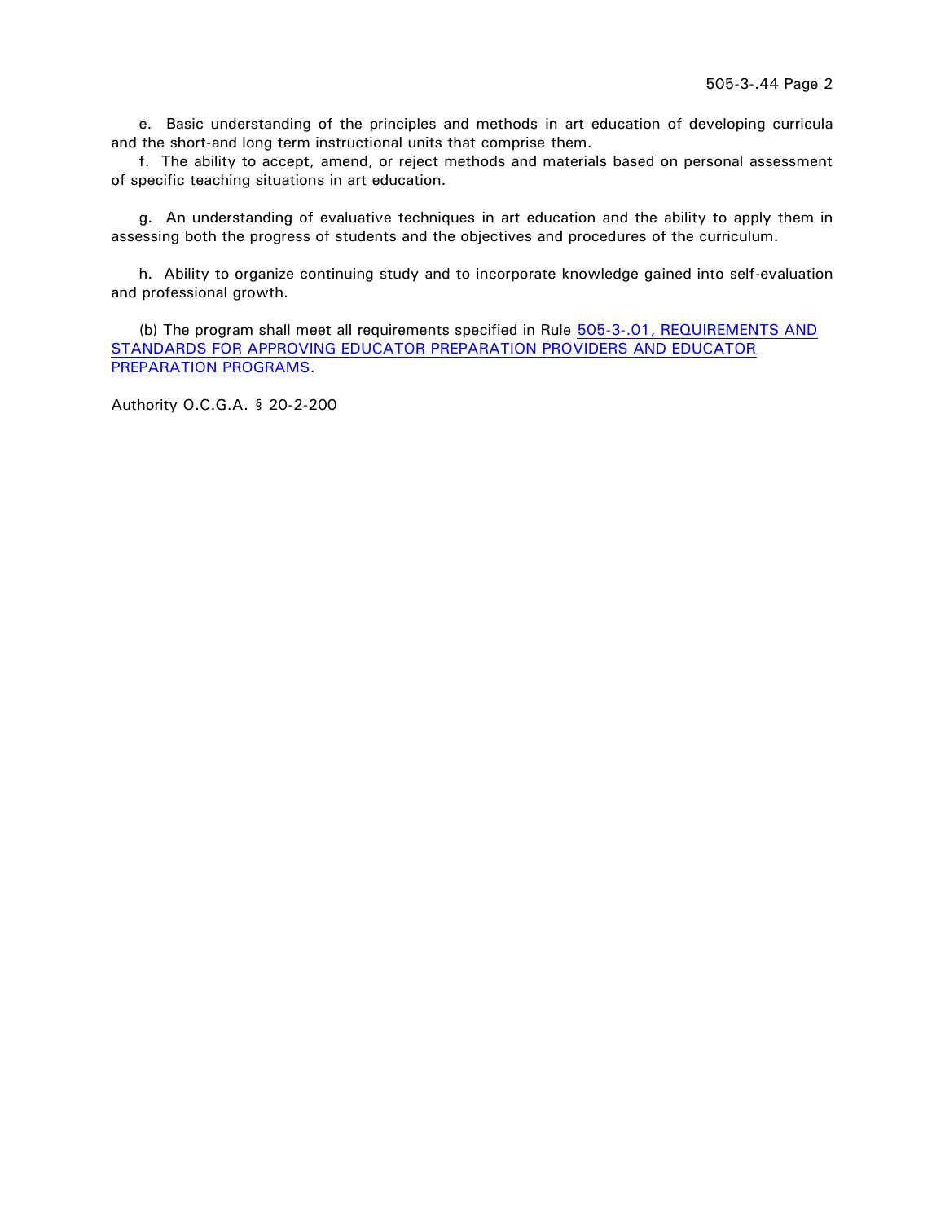e. Basic understanding of the principles and methods in art education of developing curricula and the short-and long term instructional units that comprise them.

f. The ability to accept, amend, or reject methods and materials based on personal assessment of specific teaching situations in art education.

g. An understanding of evaluative techniques in art education and the ability to apply them in assessing both the progress of students and the objectives and procedures of the curriculum.

h. Ability to organize continuing study and to incorporate knowledge gained into self-evaluation and professional growth.

(b) The program shall meet all requirements specified in Rule 505-3-.01, REQUIREMENTS AND STANDARDS FOR APPROVING EDUCATOR PREPARATION PROVIDERS AND EDUCATOR PREPARATION PROGRAMS.

Authority O.C.G.A. § 20-2-200